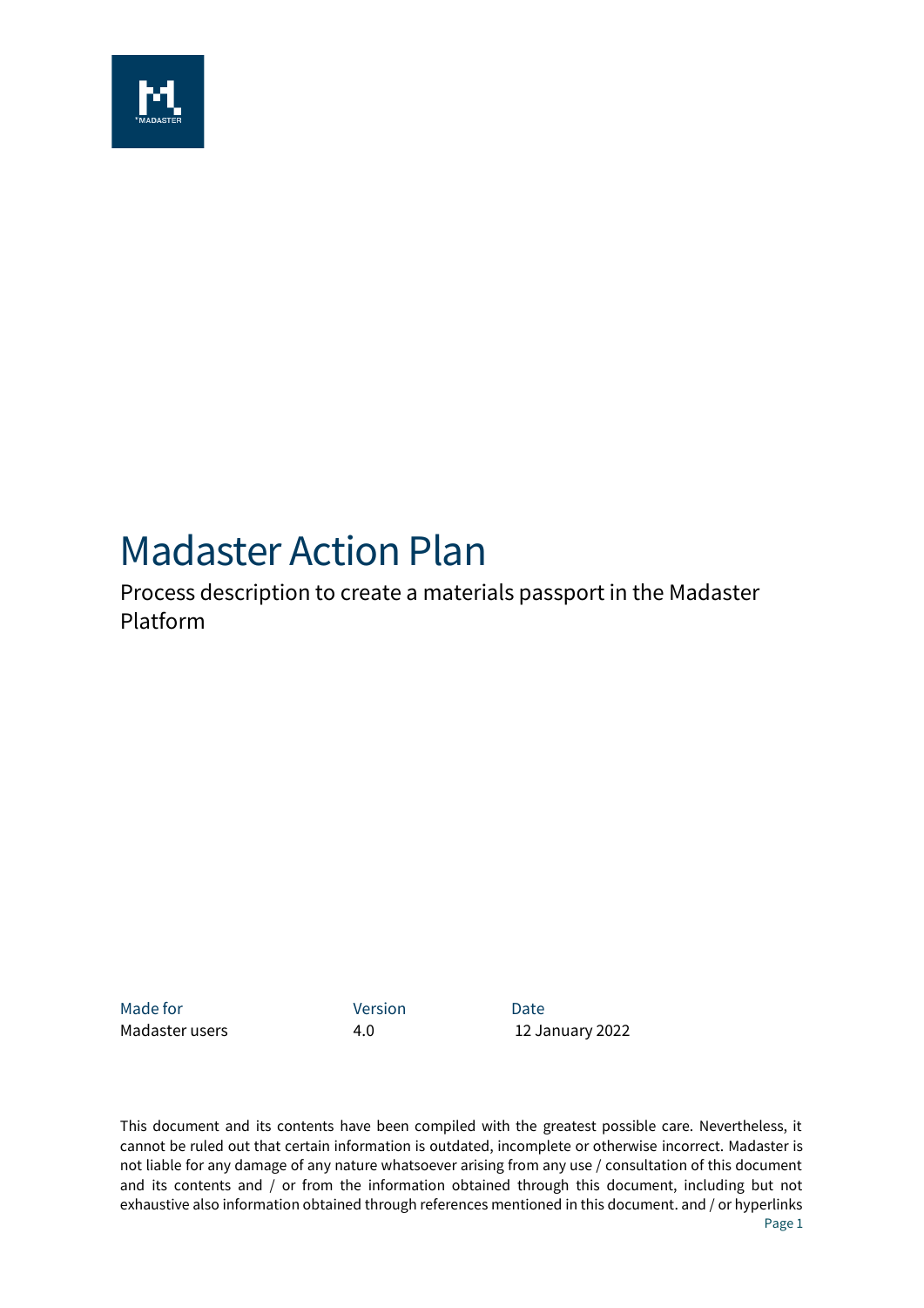# Madaster Action Plan

Process description to create a materials passport in the Madaster Platform

| Made for | Version | Date |
| --- | --- | --- |
| Madaster users | 4.0 | 12 January 2022 |

This document and its contents have been compiled with the greatest possible care. Nevertheless, it cannot be ruled out that certain information is outdated, incomplete or otherwise incorrect. Madaster is not liable for any damage of any nature whatsoever arising from any use / consultation of this document and its contents and / or from the information obtained through this document, including but not exhaustive also information obtained through references mentioned in this document. and / or hyperlinks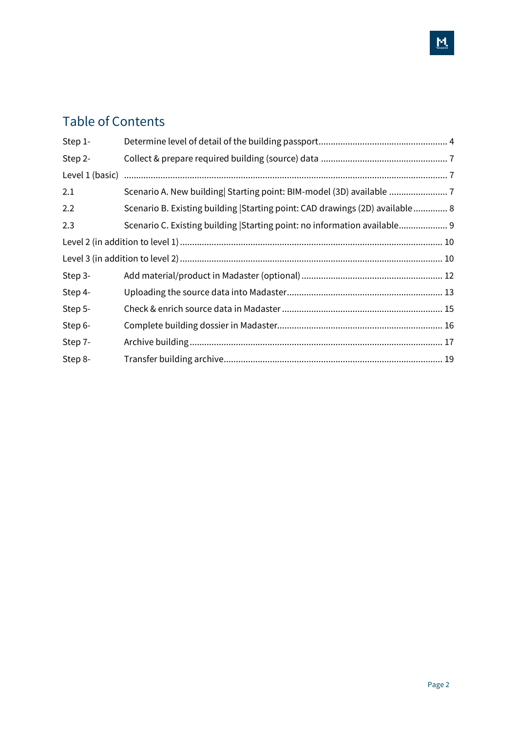# Table of Contents

| | | |
|---|---|---|
| Step 1- | Determine level of detail of the building passport | 4 |
| Step 2- | Collect & prepare required building (source) data | 7 |
| Level 1 (basic) | | 7 |
| 2.1 | Scenario A. New building\| Starting point: BIM-model (3D) available | 7 |
| 2.2 | Scenario B. Existing building \|Starting point: CAD drawings (2D) available | 8 |
| 2.3 | Scenario C. Existing building \|Starting point: no information available | 9 |
| Level 2 (in addition to level 1) | | 10 |
| Level 3 (in addition to level 2) | | 10 |
| Step 3- | Add material/product in Madaster (optional) | 12 |
| Step 4- | Uploading the source data into Madaster | 13 |
| Step 5- | Check & enrich source data in Madaster | 15 |
| Step 6- | Complete building dossier in Madaster | 16 |
| Step 7- | Archive building | 17 |
| Step 8- | Transfer building archive | 19 |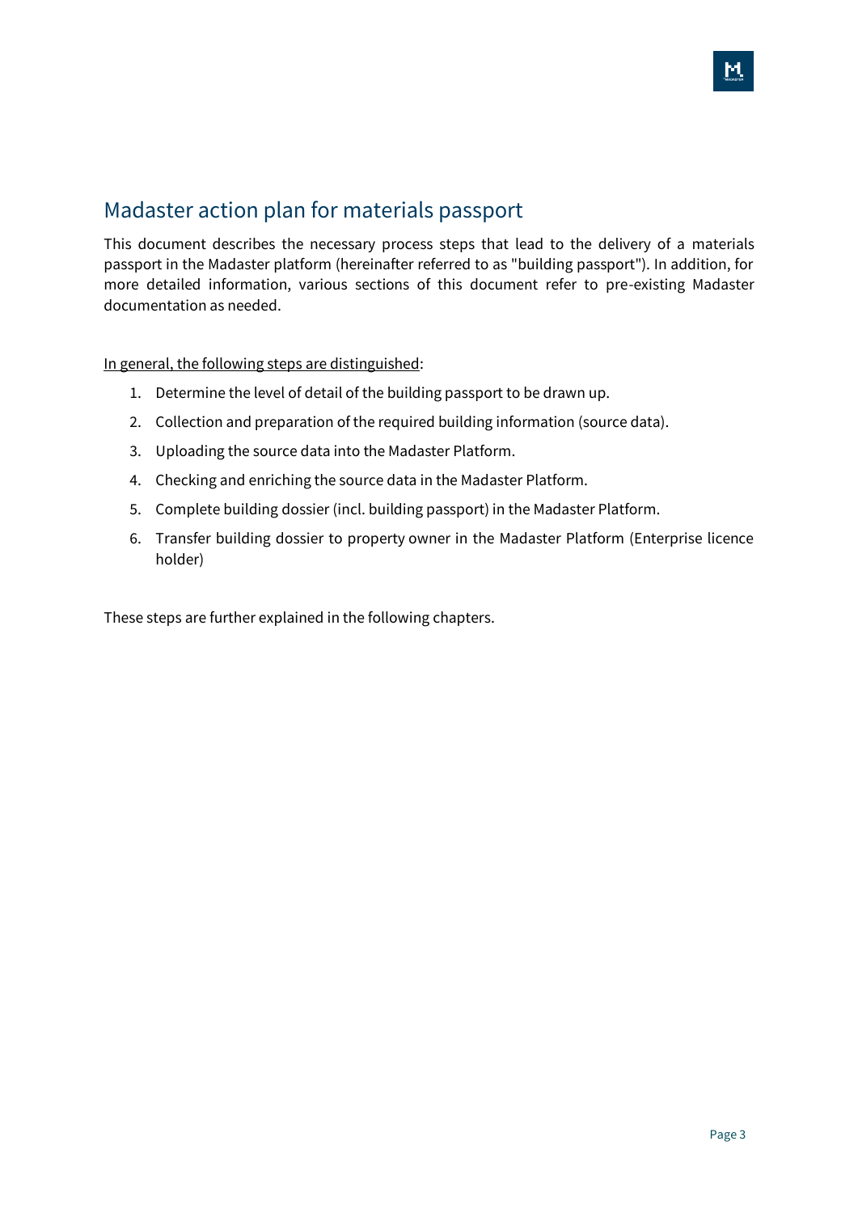# Madaster action plan for materials passport

This document describes the necessary process steps that lead to the delivery of a materials passport in the Madaster platform (hereinafter referred to as "building passport"). In addition, for more detailed information, various sections of this document refer to pre-existing Madaster documentation as needed.

<u>In general, the following steps are distinguished</u>:

1. Determine the level of detail of the building passport to be drawn up.
2. Collection and preparation of the required building information (source data).
3. Uploading the source data into the Madaster Platform.
4. Checking and enriching the source data in the Madaster Platform.
5. Complete building dossier (incl. building passport) in the Madaster Platform.
6. Transfer building dossier to property owner in the Madaster Platform (Enterprise licence holder)

These steps are further explained in the following chapters.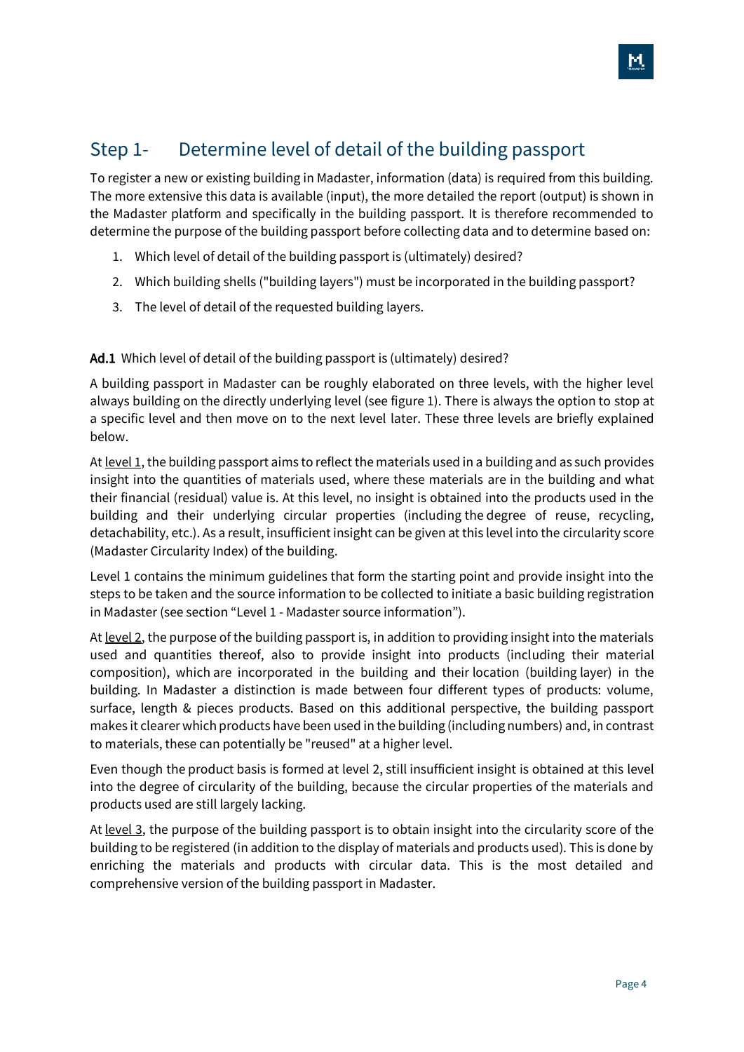## Step 1- Determine level of detail of the building passport

To register a new or existing building in Madaster, information (data) is required from this building. The more extensive this data is available (input), the more detailed the report (output) is shown in the Madaster platform and specifically in the building passport. It is therefore recommended to determine the purpose of the building passport before collecting data and to determine based on:

1. Which level of detail of the building passport is (ultimately) desired?
2. Which building shells ("building layers") must be incorporated in the building passport?
3. The level of detail of the requested building layers.

**Ad.1** Which level of detail of the building passport is (ultimately) desired?

A building passport in Madaster can be roughly elaborated on three levels, with the higher level always building on the directly underlying level (see figure 1). There is always the option to stop at a specific level and then move on to the next level later. These three levels are briefly explained below.

At <u>level 1</u>, the building passport aims to reflect the materials used in a building and as such provides insight into the quantities of materials used, where these materials are in the building and what their financial (residual) value is. At this level, no insight is obtained into the products used in the building and their underlying circular properties (including the degree of reuse, recycling, detachability, etc.). As a result, insufficient insight can be given at this level into the circularity score (Madaster Circularity Index) of the building.

Level 1 contains the minimum guidelines that form the starting point and provide insight into the steps to be taken and the source information to be collected to initiate a basic building registration in Madaster (see section "Level 1 - Madaster source information").

At <u>level 2</u>, the purpose of the building passport is, in addition to providing insight into the materials used and quantities thereof, also to provide insight into products (including their material composition), which are incorporated in the building and their location (building layer) in the building. In Madaster a distinction is made between four different types of products: volume, surface, length & pieces products. Based on this additional perspective, the building passport makes it clearer which products have been used in the building (including numbers) and, in contrast to materials, these can potentially be "reused" at a higher level.

Even though the product basis is formed at level 2, still insufficient insight is obtained at this level into the degree of circularity of the building, because the circular properties of the materials and products used are still largely lacking.

At <u>level 3</u>, the purpose of the building passport is to obtain insight into the circularity score of the building to be registered (in addition to the display of materials and products used). This is done by enriching the materials and products with circular data. This is the most detailed and comprehensive version of the building passport in Madaster.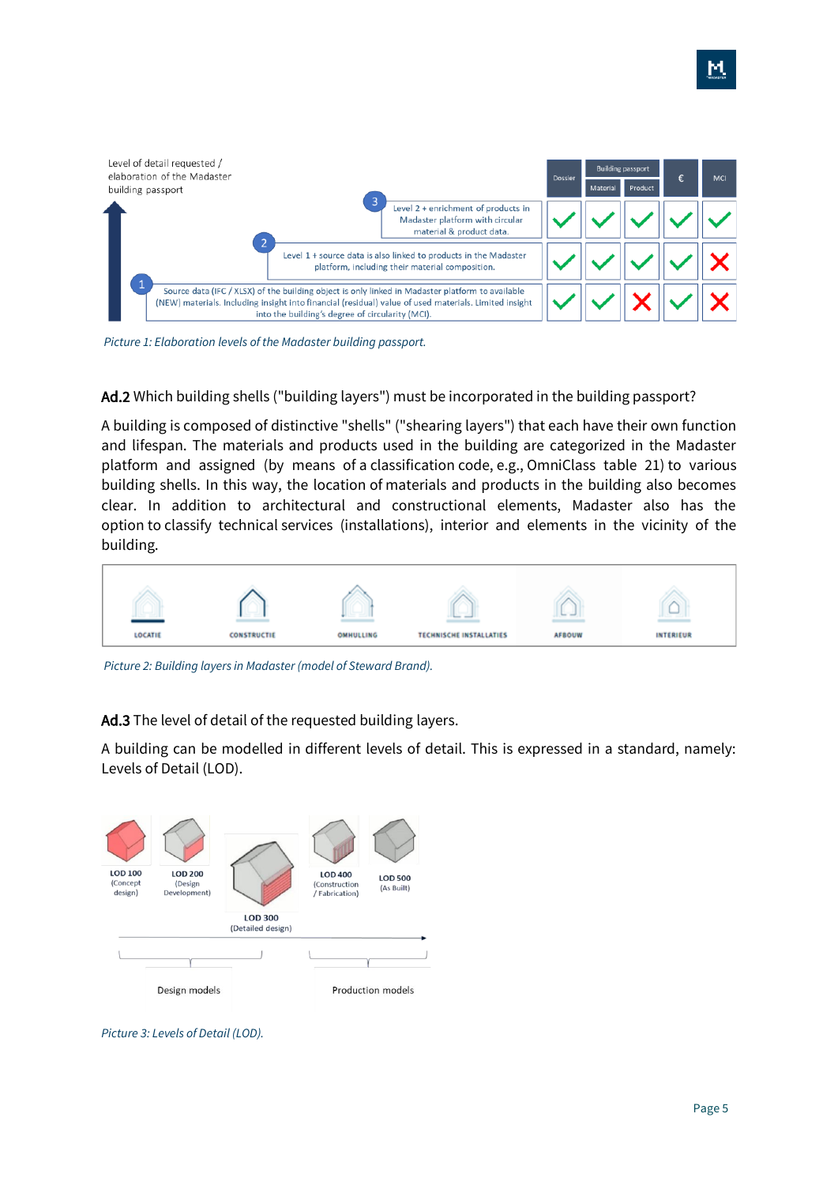| Level of detail requested / elaboration of the Madaster building passport | Dossier | Building passport: Material | Building passport: Product | € | MCI |
|---|---|---|---|---|---|
| 3 – Level 2 + enrichment of products in Madaster platform with circular material & product data. | ✓ | ✓ | ✓ | ✓ | ✓ |
| 2 – Level 1 + source data is also linked to products in the Madaster platform, including their material composition. | ✓ | ✓ | ✓ | ✓ | ✗ |
| 1 – Source data (IFC / XLSX) of the building object is only linked in Madaster platform to available (NEW) materials. Including insight into financial (residual) value of used materials. Limited insight into the building's degree of circularity (MCI). | ✓ | ✓ | ✗ | ✓ | ✗ |

*Picture 1: Elaboration levels of the Madaster building passport.*

**Ad.2** Which building shells ("building layers") must be incorporated in the building passport?

A building is composed of distinctive "shells" ("shearing layers") that each have their own function and lifespan. The materials and products used in the building are categorized in the Madaster platform and assigned (by means of a classification code, e.g., OmniClass table 21) to various building shells. In this way, the location of materials and products in the building also becomes clear. In addition to architectural and constructional elements, Madaster also has the option to classify technical services (installations), interior and elements in the vicinity of the building.

LOCATIE | CONSTRUCTIE | OMHULLING | TECHNISCHE INSTALLATIES | AFBOUW | INTERIEUR

*Picture 2: Building layers in Madaster (model of Steward Brand).*

**Ad.3** The level of detail of the requested building layers.

A building can be modelled in different levels of detail. This is expressed in a standard, namely: Levels of Detail (LOD).

LOD 100 (Concept design) | LOD 200 (Design Development) | LOD 300 (Detailed design) | LOD 400 (Construction / Fabrication) | LOD 500 (As Built)

Design models | Production models

*Picture 3: Levels of Detail (LOD).*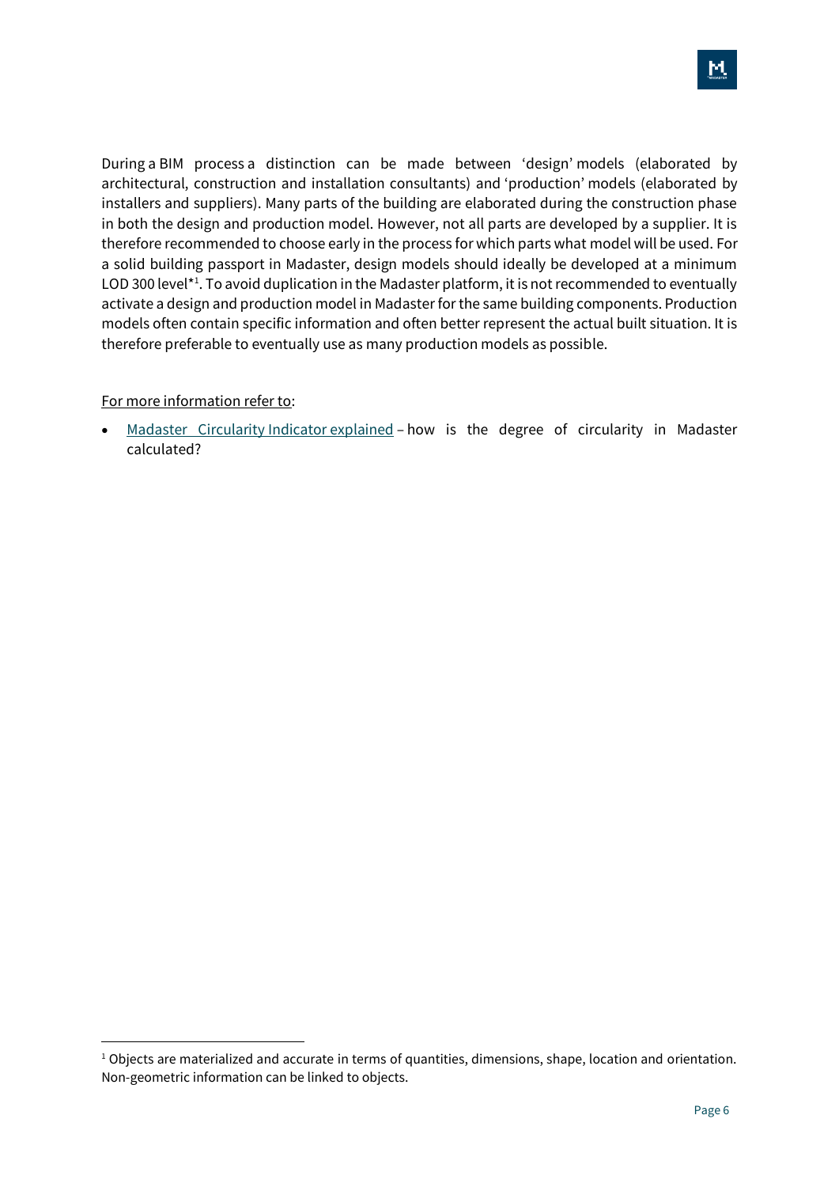During a BIM process a distinction can be made between 'design' models (elaborated by architectural, construction and installation consultants) and 'production' models (elaborated by installers and suppliers). Many parts of the building are elaborated during the construction phase in both the design and production model. However, not all parts are developed by a supplier. It is therefore recommended to choose early in the process for which parts what model will be used. For a solid building passport in Madaster, design models should ideally be developed at a minimum LOD 300 level*[1]. To avoid duplication in the Madaster platform, it is not recommended to eventually activate a design and production model in Madaster for the same building components. Production models often contain specific information and often better represent the actual built situation. It is therefore preferable to eventually use as many production models as possible.

For more information refer to:

- Madaster Circularity Indicator explained – how is the degree of circularity in Madaster calculated?

[1] Objects are materialized and accurate in terms of quantities, dimensions, shape, location and orientation. Non-geometric information can be linked to objects.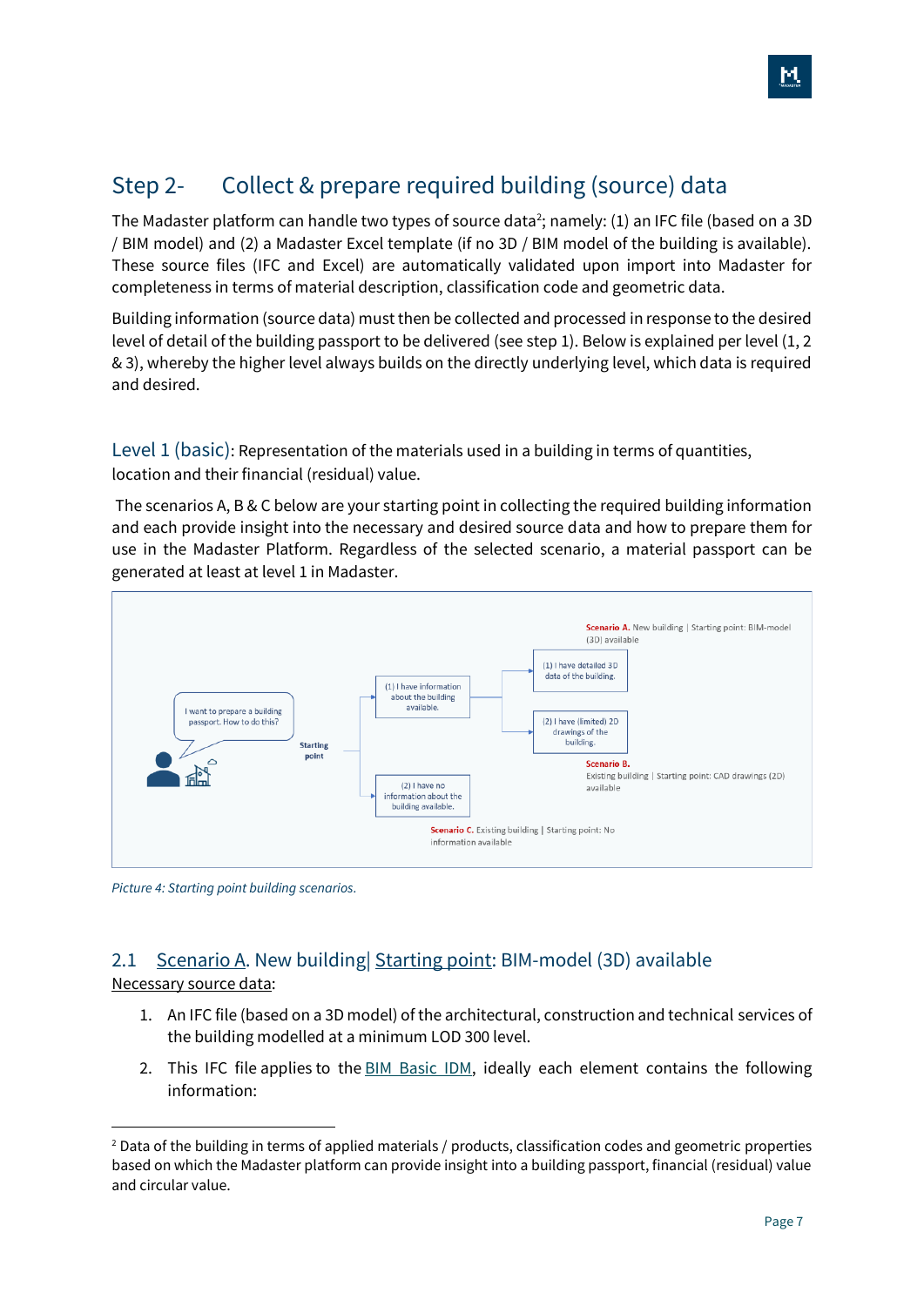# Step 2- Collect & prepare required building (source) data

The Madaster platform can handle two types of source data[2]; namely: (1) an IFC file (based on a 3D / BIM model) and (2) a Madaster Excel template (if no 3D / BIM model of the building is available). These source files (IFC and Excel) are automatically validated upon import into Madaster for completeness in terms of material description, classification code and geometric data.

Building information (source data) must then be collected and processed in response to the desired level of detail of the building passport to be delivered (see step 1). Below is explained per level (1, 2 & 3), whereby the higher level always builds on the directly underlying level, which data is required and desired.

Level 1 (basic): Representation of the materials used in a building in terms of quantities, location and their financial (residual) value.

The scenarios A, B & C below are your starting point in collecting the required building information and each provide insight into the necessary and desired source data and how to prepare them for use in the Madaster Platform. Regardless of the selected scenario, a material passport can be generated at least at level 1 in Madaster.

I want to prepare a building passport. How to do this?

Starting point

(1) I have information about the building available.

(1) I have detailed 3D data of the building.

**Scenario A.** New building | Starting point: BIM-model (3D) available

(2) I have (limited) 2D drawings of the building.

**Scenario B.** Existing building | Starting point: CAD drawings (2D) available

(2) I have no information about the building available.

**Scenario C.** Existing building | Starting point: No information available

*Picture 4: Starting point building scenarios.*

## 2.1 Scenario A. New building| Starting point: BIM-model (3D) available

Necessary source data:

1. An IFC file (based on a 3D model) of the architectural, construction and technical services of the building modelled at a minimum LOD 300 level.
2. This IFC file applies to the BIM Basic IDM, ideally each element contains the following information:

---

[2] Data of the building in terms of applied materials / products, classification codes and geometric properties based on which the Madaster platform can provide insight into a building passport, financial (residual) value and circular value.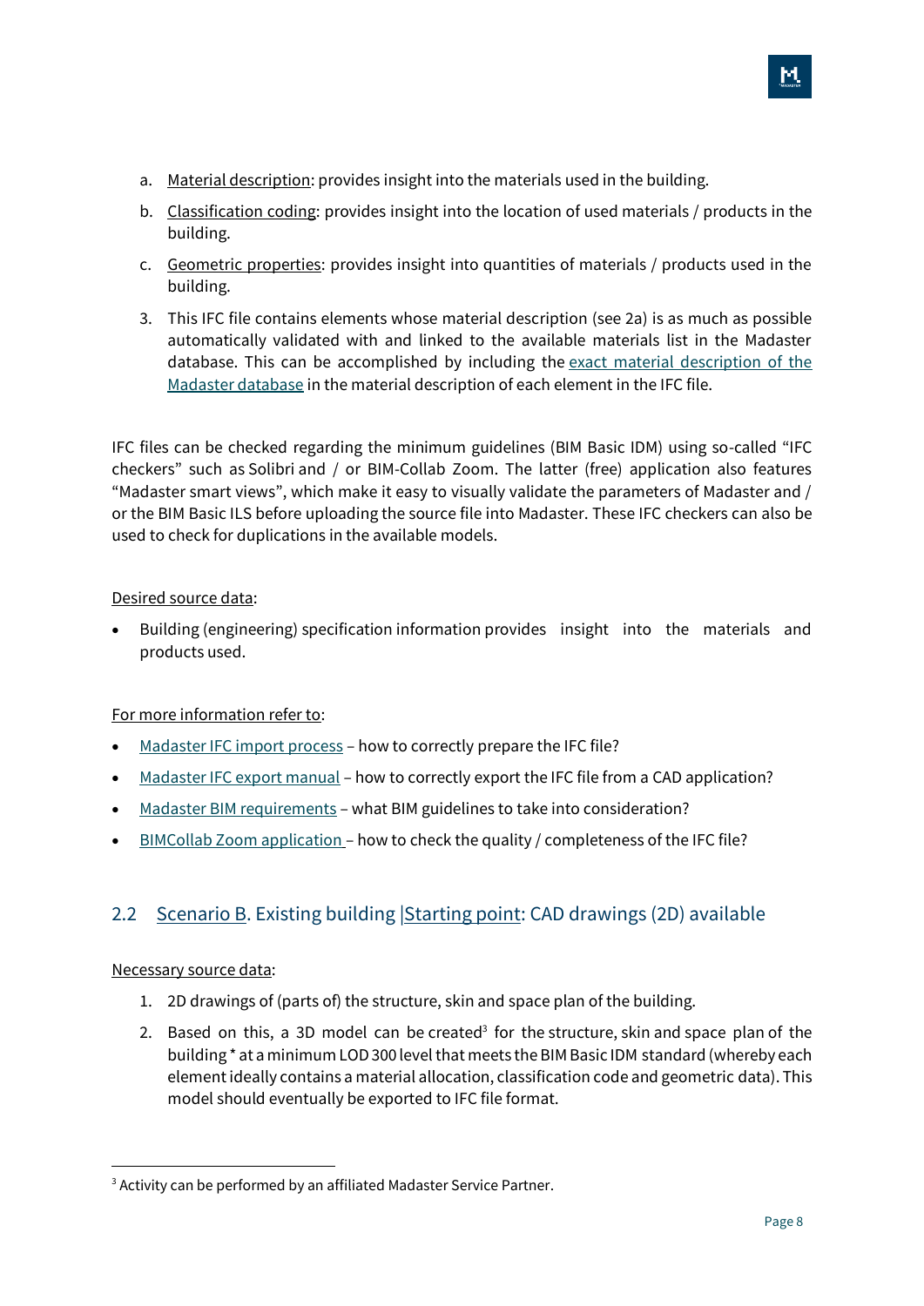a. Material description: provides insight into the materials used in the building.

b. Classification coding: provides insight into the location of used materials / products in the building.

c. Geometric properties: provides insight into quantities of materials / products used in the building.

3. This IFC file contains elements whose material description (see 2a) is as much as possible automatically validated with and linked to the available materials list in the Madaster database. This can be accomplished by including the exact material description of the Madaster database in the material description of each element in the IFC file.

IFC files can be checked regarding the minimum guidelines (BIM Basic IDM) using so-called "IFC checkers" such as Solibri and / or BIM-Collab Zoom. The latter (free) application also features "Madaster smart views", which make it easy to visually validate the parameters of Madaster and / or the BIM Basic ILS before uploading the source file into Madaster. These IFC checkers can also be used to check for duplications in the available models.

Desired source data:

- Building (engineering) specification information provides insight into the materials and products used.

For more information refer to:

- Madaster IFC import process – how to correctly prepare the IFC file?
- Madaster IFC export manual – how to correctly export the IFC file from a CAD application?
- Madaster BIM requirements – what BIM guidelines to take into consideration?
- BIMCollab Zoom application – how to check the quality / completeness of the IFC file?

## 2.2 Scenario B. Existing building |Starting point: CAD drawings (2D) available

Necessary source data:

1. 2D drawings of (parts of) the structure, skin and space plan of the building.
2. Based on this, a 3D model can be created[3] for the structure, skin and space plan of the building * at a minimum LOD 300 level that meets the BIM Basic IDM standard (whereby each element ideally contains a material allocation, classification code and geometric data). This model should eventually be exported to IFC file format.

[3] Activity can be performed by an affiliated Madaster Service Partner.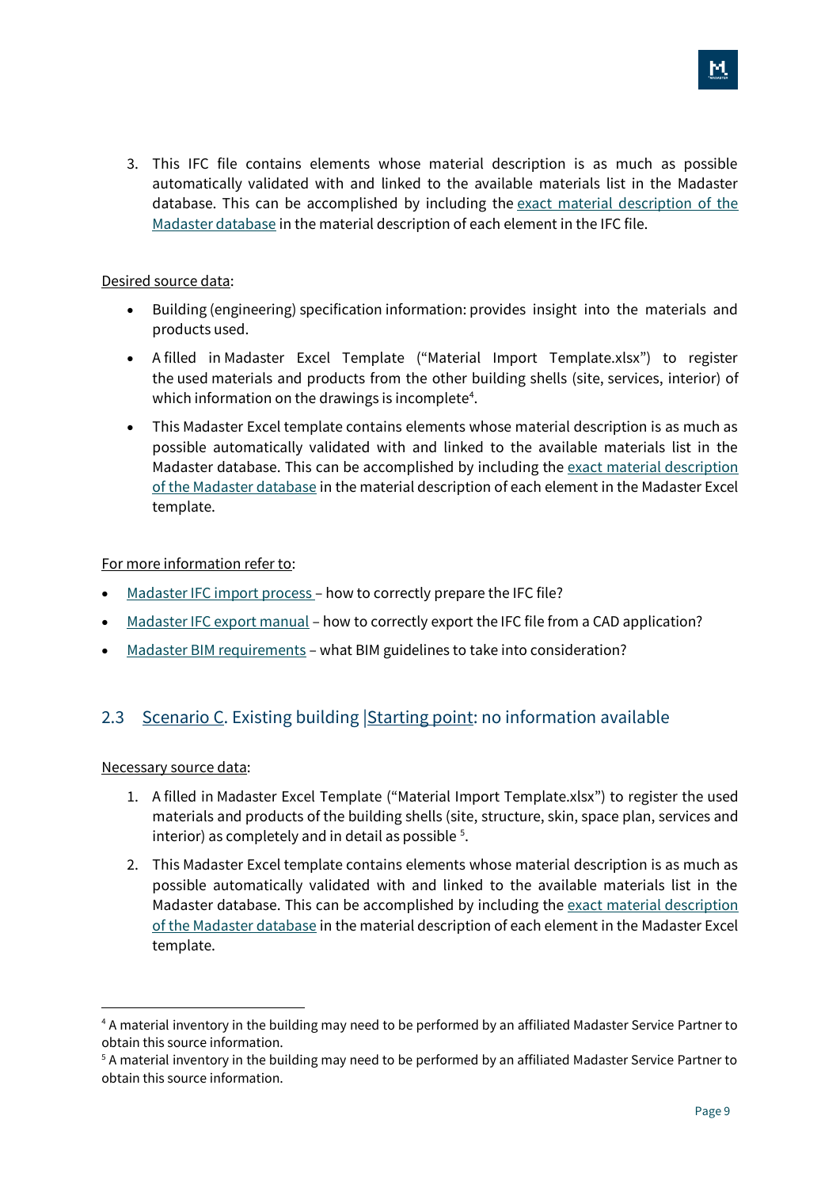3. This IFC file contains elements whose material description is as much as possible automatically validated with and linked to the available materials list in the Madaster database. This can be accomplished by including the exact material description of the Madaster database in the material description of each element in the IFC file.

Desired source data:

- Building (engineering) specification information: provides insight into the materials and products used.
- A filled in Madaster Excel Template ("Material Import Template.xlsx") to register the used materials and products from the other building shells (site, services, interior) of which information on the drawings is incomplete[4].
- This Madaster Excel template contains elements whose material description is as much as possible automatically validated with and linked to the available materials list in the Madaster database. This can be accomplished by including the exact material description of the Madaster database in the material description of each element in the Madaster Excel template.

For more information refer to:

- Madaster IFC import process – how to correctly prepare the IFC file?
- Madaster IFC export manual – how to correctly export the IFC file from a CAD application?
- Madaster BIM requirements – what BIM guidelines to take into consideration?

## 2.3 Scenario C. Existing building |Starting point: no information available

Necessary source data:

1. A filled in Madaster Excel Template ("Material Import Template.xlsx") to register the used materials and products of the building shells (site, structure, skin, space plan, services and interior) as completely and in detail as possible [5].
2. This Madaster Excel template contains elements whose material description is as much as possible automatically validated with and linked to the available materials list in the Madaster database. This can be accomplished by including the exact material description of the Madaster database in the material description of each element in the Madaster Excel template.

---

[4] A material inventory in the building may need to be performed by an affiliated Madaster Service Partner to obtain this source information.

[5] A material inventory in the building may need to be performed by an affiliated Madaster Service Partner to obtain this source information.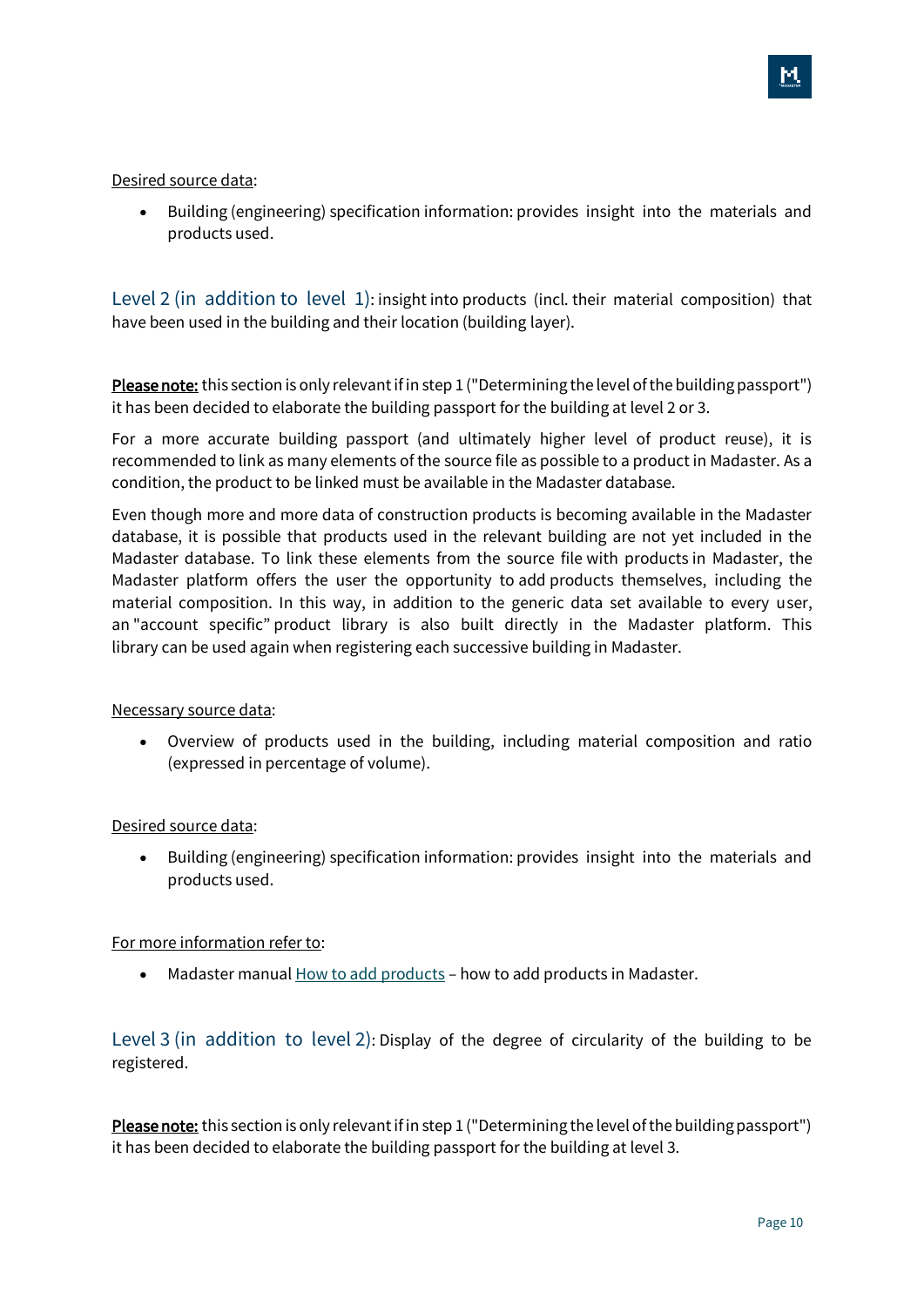<u>Desired source data</u>:

- Building (engineering) specification information: provides insight into the materials and products used.

### Level 2 (in addition to level 1): insight into products (incl. their material composition) that have been used in the building and their location (building layer).

**<u>Please note:</u>** this section is only relevant if in step 1 ("Determining the level of the building passport") it has been decided to elaborate the building passport for the building at level 2 or 3.

For a more accurate building passport (and ultimately higher level of product reuse), it is recommended to link as many elements of the source file as possible to a product in Madaster. As a condition, the product to be linked must be available in the Madaster database.

Even though more and more data of construction products is becoming available in the Madaster database, it is possible that products used in the relevant building are not yet included in the Madaster database. To link these elements from the source file with products in Madaster, the Madaster platform offers the user the opportunity to add products themselves, including the material composition. In this way, in addition to the generic data set available to every user, an "account specific" product library is also built directly in the Madaster platform. This library can be used again when registering each successive building in Madaster.

<u>Necessary source data</u>:

- Overview of products used in the building, including material composition and ratio (expressed in percentage of volume).

<u>Desired source data</u>:

- Building (engineering) specification information: provides insight into the materials and products used.

<u>For more information refer to</u>:

- Madaster manual <u>How to add products</u> – how to add products in Madaster.

### Level 3 (in addition to level 2): Display of the degree of circularity of the building to be registered.

**<u>Please note:</u>** this section is only relevant if in step 1 ("Determining the level of the building passport") it has been decided to elaborate the building passport for the building at level 3.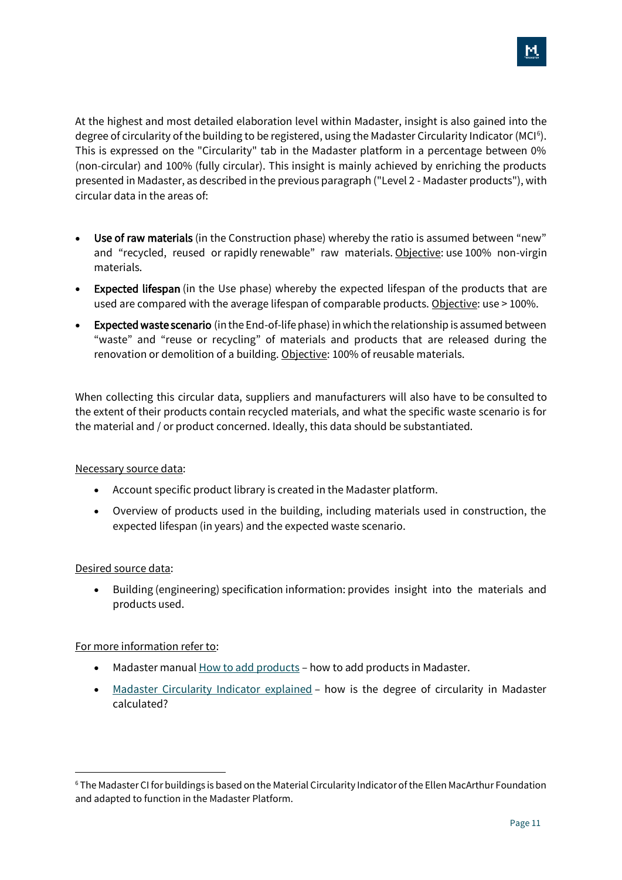At the highest and most detailed elaboration level within Madaster, insight is also gained into the degree of circularity of the building to be registered, using the Madaster Circularity Indicator (MCI[6]). This is expressed on the "Circularity" tab in the Madaster platform in a percentage between 0% (non-circular) and 100% (fully circular). This insight is mainly achieved by enriching the products presented in Madaster, as described in the previous paragraph ("Level 2 - Madaster products"), with circular data in the areas of:

- **Use of raw materials** (in the Construction phase) whereby the ratio is assumed between "new" and "recycled, reused or rapidly renewable" raw materials. Objective: use 100% non-virgin materials.
- **Expected lifespan** (in the Use phase) whereby the expected lifespan of the products that are used are compared with the average lifespan of comparable products. Objective: use > 100%.
- **Expected waste scenario** (in the End-of-life phase) in which the relationship is assumed between "waste" and "reuse or recycling" of materials and products that are released during the renovation or demolition of a building. Objective: 100% of reusable materials.

When collecting this circular data, suppliers and manufacturers will also have to be consulted to the extent of their products contain recycled materials, and what the specific waste scenario is for the material and / or product concerned. Ideally, this data should be substantiated.

Necessary source data:

- Account specific product library is created in the Madaster platform.
- Overview of products used in the building, including materials used in construction, the expected lifespan (in years) and the expected waste scenario.

Desired source data:

- Building (engineering) specification information: provides insight into the materials and products used.

For more information refer to:

- Madaster manual How to add products – how to add products in Madaster.
- Madaster Circularity Indicator explained – how is the degree of circularity in Madaster calculated?

[6] The Madaster CI for buildings is based on the Material Circularity Indicator of the Ellen MacArthur Foundation and adapted to function in the Madaster Platform.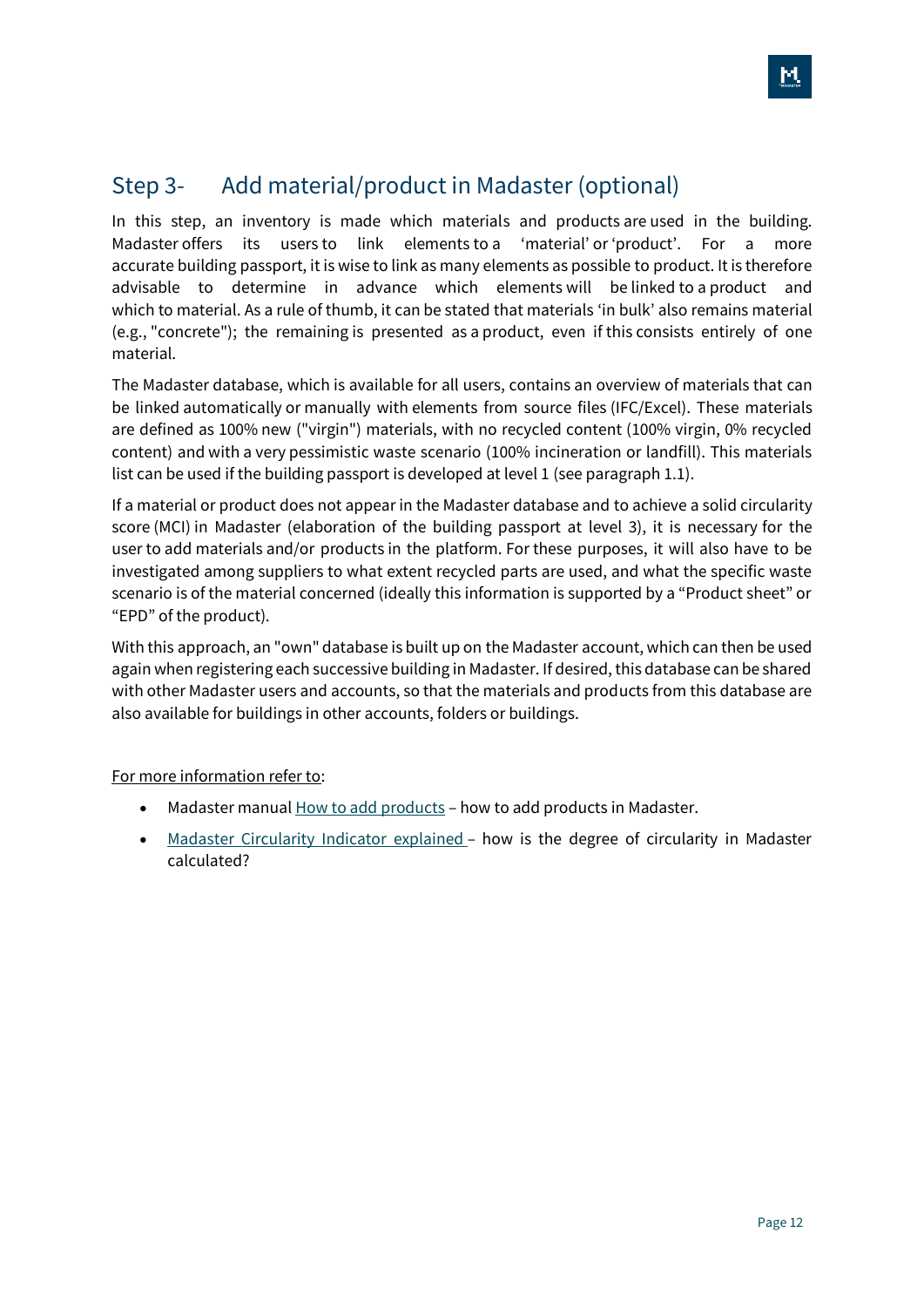## Step 3- Add material/product in Madaster (optional)

In this step, an inventory is made which materials and products are used in the building. Madaster offers its users to link elements to a 'material' or 'product'. For a more accurate building passport, it is wise to link as many elements as possible to product. It is therefore advisable to determine in advance which elements will be linked to a product and which to material. As a rule of thumb, it can be stated that materials 'in bulk' also remains material (e.g., "concrete"); the remaining is presented as a product, even if this consists entirely of one material.

The Madaster database, which is available for all users, contains an overview of materials that can be linked automatically or manually with elements from source files (IFC/Excel). These materials are defined as 100% new ("virgin") materials, with no recycled content (100% virgin, 0% recycled content) and with a very pessimistic waste scenario (100% incineration or landfill). This materials list can be used if the building passport is developed at level 1 (see paragraph 1.1).

If a material or product does not appear in the Madaster database and to achieve a solid circularity score (MCI) in Madaster (elaboration of the building passport at level 3), it is necessary for the user to add materials and/or products in the platform. For these purposes, it will also have to be investigated among suppliers to what extent recycled parts are used, and what the specific waste scenario is of the material concerned (ideally this information is supported by a "Product sheet" or "EPD" of the product).

With this approach, an "own" database is built up on the Madaster account, which can then be used again when registering each successive building in Madaster. If desired, this database can be shared with other Madaster users and accounts, so that the materials and products from this database are also available for buildings in other accounts, folders or buildings.

For more information refer to:

- Madaster manual How to add products – how to add products in Madaster.
- Madaster Circularity Indicator explained – how is the degree of circularity in Madaster calculated?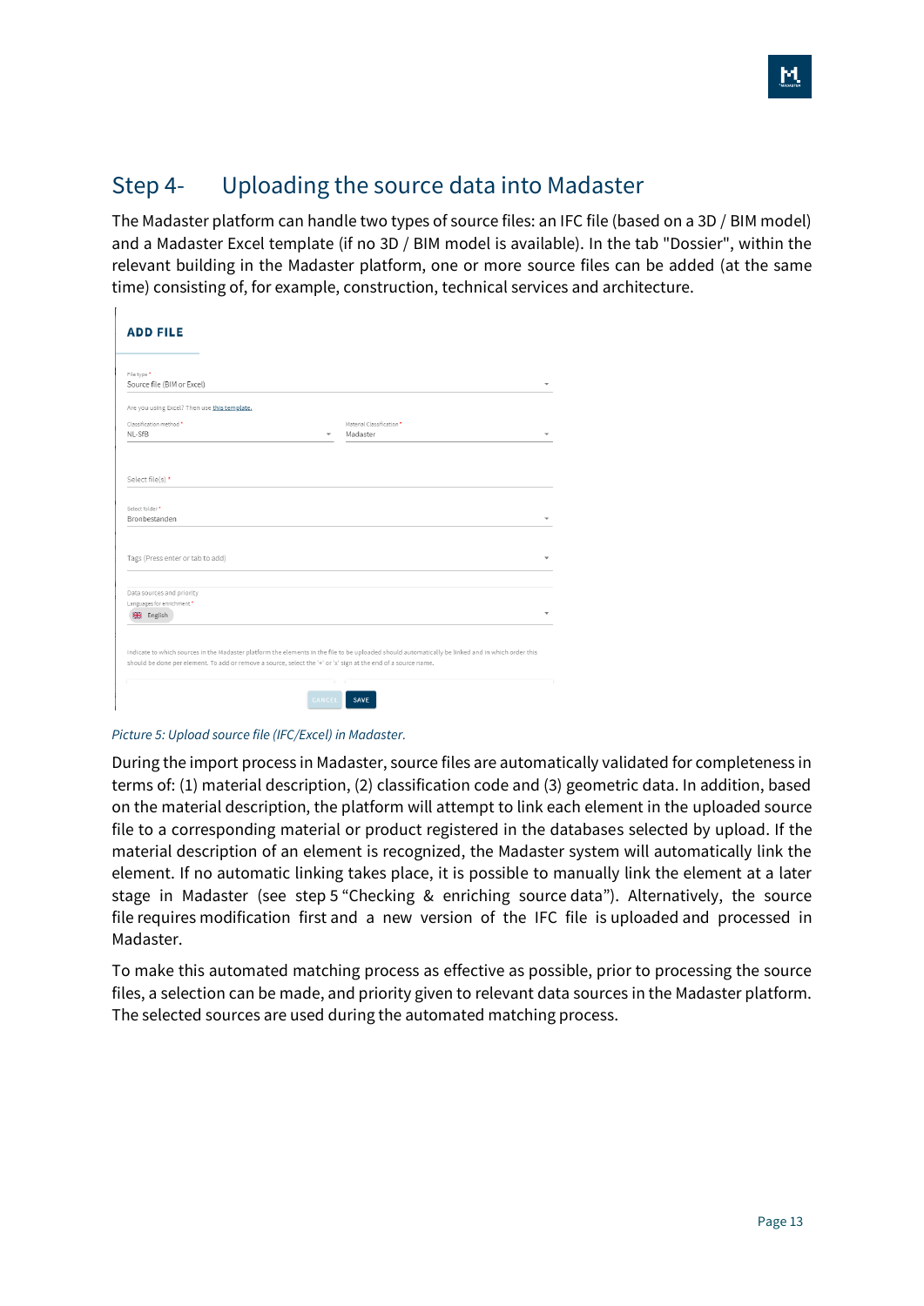## Step 4- Uploading the source data into Madaster

The Madaster platform can handle two types of source files: an IFC file (based on a 3D / BIM model) and a Madaster Excel template (if no 3D / BIM model is available). In the tab "Dossier", within the relevant building in the Madaster platform, one or more source files can be added (at the same time) consisting of, for example, construction, technical services and architecture.

*Picture 5: Upload source file (IFC/Excel) in Madaster.*

During the import process in Madaster, source files are automatically validated for completeness in terms of: (1) material description, (2) classification code and (3) geometric data. In addition, based on the material description, the platform will attempt to link each element in the uploaded source file to a corresponding material or product registered in the databases selected by upload. If the material description of an element is recognized, the Madaster system will automatically link the element. If no automatic linking takes place, it is possible to manually link the element at a later stage in Madaster (see step 5 "Checking & enriching source data"). Alternatively, the source file requires modification first and a new version of the IFC file is uploaded and processed in Madaster.

To make this automated matching process as effective as possible, prior to processing the source files, a selection can be made, and priority given to relevant data sources in the Madaster platform. The selected sources are used during the automated matching process.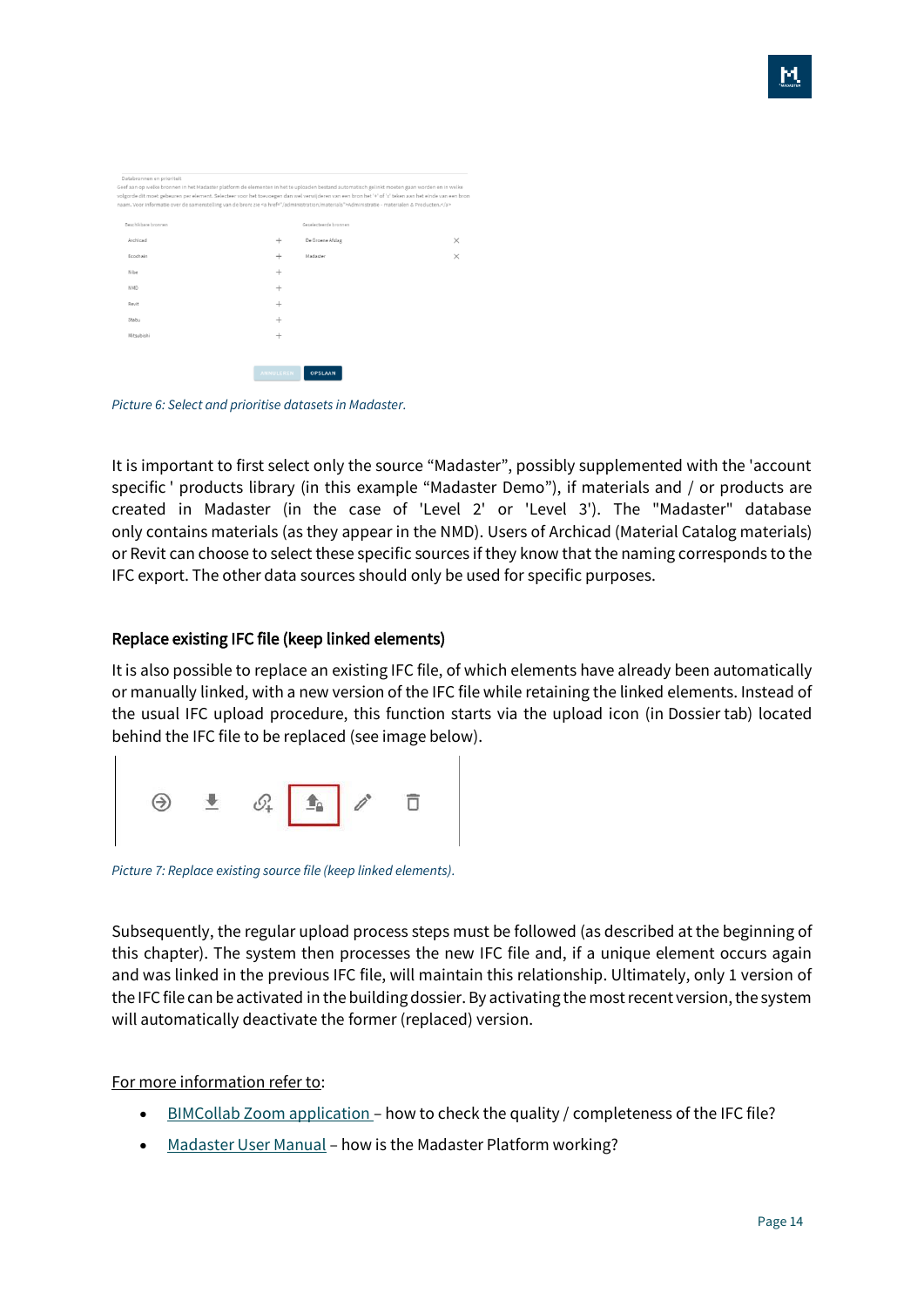Picture 6: Select and prioritise datasets in Madaster.

It is important to first select only the source “Madaster”, possibly supplemented with the 'account specific ' products library (in this example “Madaster Demo”), if materials and / or products are created in Madaster (in the case of 'Level 2' or 'Level 3'). The "Madaster" database only contains materials (as they appear in the NMD). Users of Archicad (Material Catalog materials) or Revit can choose to select these specific sources if they know that the naming corresponds to the IFC export. The other data sources should only be used for specific purposes.

## Replace existing IFC file (keep linked elements)

It is also possible to replace an existing IFC file, of which elements have already been automatically or manually linked, with a new version of the IFC file while retaining the linked elements. Instead of the usual IFC upload procedure, this function starts via the upload icon (in Dossier tab) located behind the IFC file to be replaced (see image below).

Picture 7: Replace existing source file (keep linked elements).

Subsequently, the regular upload process steps must be followed (as described at the beginning of this chapter). The system then processes the new IFC file and, if a unique element occurs again and was linked in the previous IFC file, will maintain this relationship. Ultimately, only 1 version of the IFC file can be activated in the building dossier. By activating the most recent version, the system will automatically deactivate the former (replaced) version.

For more information refer to:

- BIMCollab Zoom application – how to check the quality / completeness of the IFC file?
- Madaster User Manual – how is the Madaster Platform working?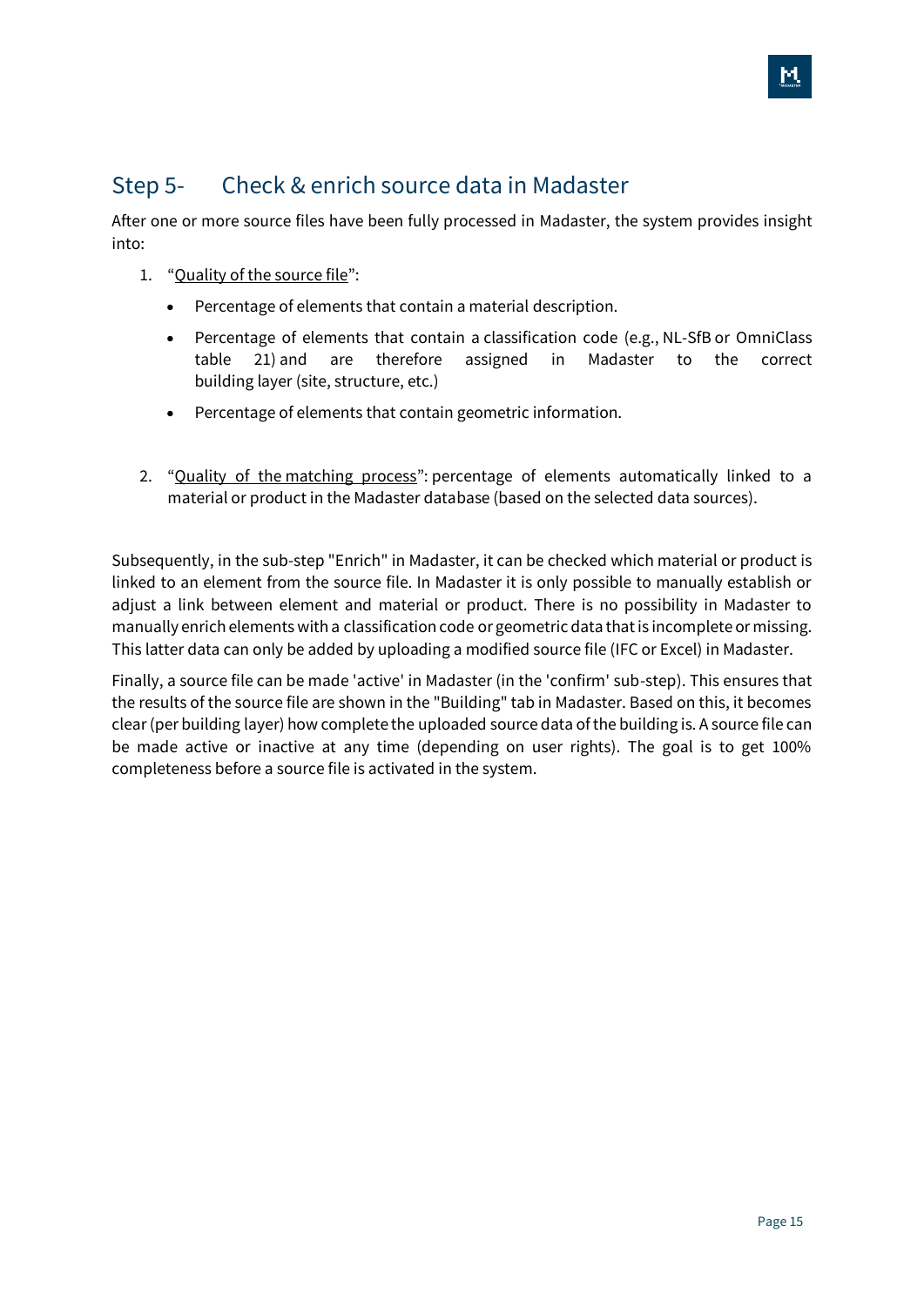## Step 5- Check & enrich source data in Madaster

After one or more source files have been fully processed in Madaster, the system provides insight into:

1. "<u>Quality of the source file</u>":
   - Percentage of elements that contain a material description.
   - Percentage of elements that contain a classification code (e.g., NL-SfB or OmniClass table 21) and are therefore assigned in Madaster to the correct building layer (site, structure, etc.)
   - Percentage of elements that contain geometric information.

2. "<u>Quality of the matching process</u>": percentage of elements automatically linked to a material or product in the Madaster database (based on the selected data sources).

Subsequently, in the sub-step "Enrich" in Madaster, it can be checked which material or product is linked to an element from the source file. In Madaster it is only possible to manually establish or adjust a link between element and material or product. There is no possibility in Madaster to manually enrich elements with a classification code or geometric data that is incomplete or missing. This latter data can only be added by uploading a modified source file (IFC or Excel) in Madaster.

Finally, a source file can be made 'active' in Madaster (in the 'confirm' sub-step). This ensures that the results of the source file are shown in the "Building" tab in Madaster. Based on this, it becomes clear (per building layer) how complete the uploaded source data of the building is. A source file can be made active or inactive at any time (depending on user rights). The goal is to get 100% completeness before a source file is activated in the system.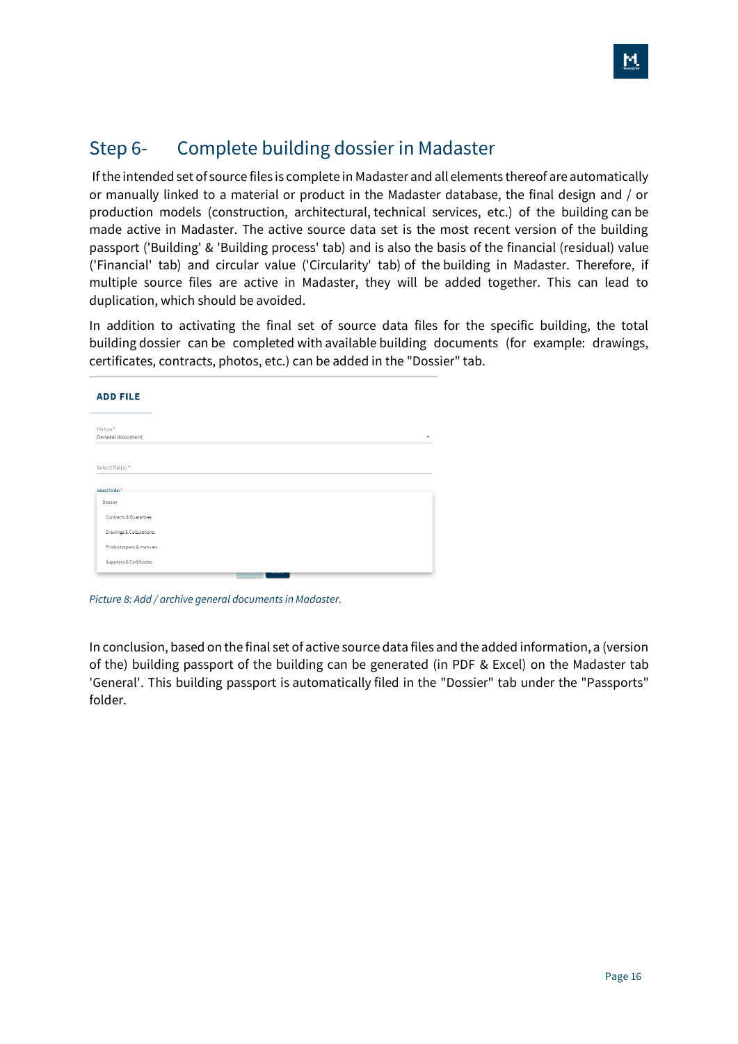## Step 6- Complete building dossier in Madaster

If the intended set of source files is complete in Madaster and all elements thereof are automatically or manually linked to a material or product in the Madaster database, the final design and / or production models (construction, architectural, technical services, etc.) of the building can be made active in Madaster. The active source data set is the most recent version of the building passport ('Building' & 'Building process' tab) and is also the basis of the financial (residual) value ('Financial' tab) and circular value ('Circularity' tab) of the building in Madaster. Therefore, if multiple source files are active in Madaster, they will be added together. This can lead to duplication, which should be avoided.

In addition to activating the final set of source data files for the specific building, the total building dossier can be completed with available building documents (for example: drawings, certificates, contracts, photos, etc.) can be added in the "Dossier" tab.

**ADD FILE**

File type *
General document

Select file(s) *

Select folder *
Dossier
Contracts & Guaranties
Drawings & Calculations
Productspecs & manuals
Suppliers & Certificates

*Picture 8: Add / archive general documents in Madaster.*

In conclusion, based on the final set of active source data files and the added information, a (version of the) building passport of the building can be generated (in PDF & Excel) on the Madaster tab 'General'. This building passport is automatically filed in the "Dossier" tab under the "Passports" folder.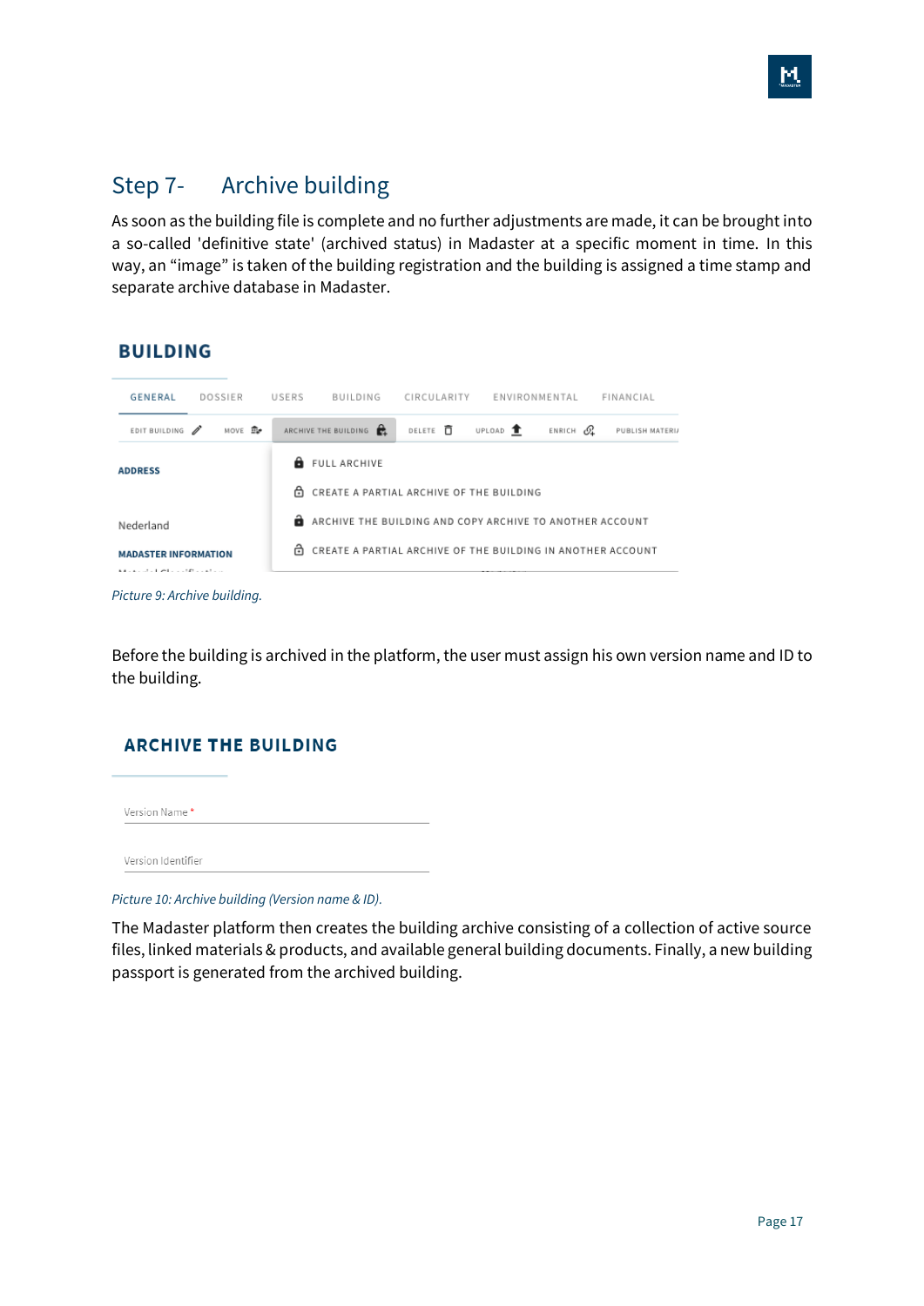## Step 7- Archive building

As soon as the building file is complete and no further adjustments are made, it can be brought into a so-called 'definitive state' (archived status) in Madaster at a specific moment in time. In this way, an “image” is taken of the building registration and the building is assigned a time stamp and separate archive database in Madaster.

*Picture 9: Archive building.*

Before the building is archived in the platform, the user must assign his own version name and ID to the building.

*Picture 10: Archive building (Version name & ID).*

The Madaster platform then creates the building archive consisting of a collection of active source files, linked materials & products, and available general building documents. Finally, a new building passport is generated from the archived building.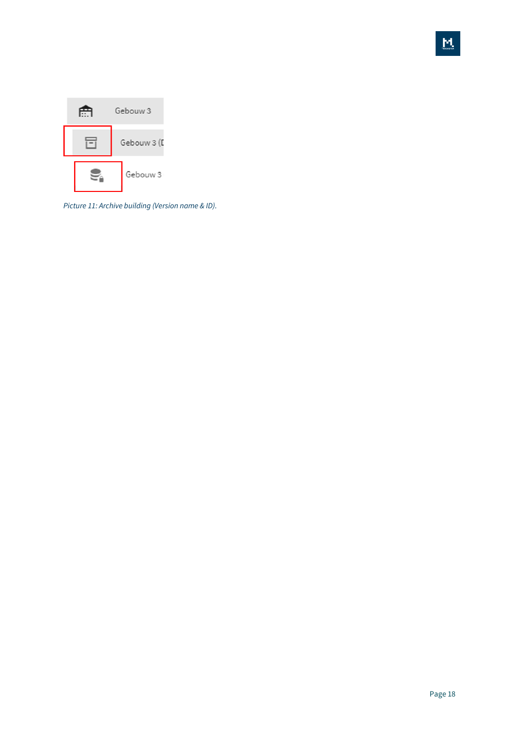Gebouw 3

Gebouw 3 (D

Gebouw 3

*Picture 11: Archive building (Version name & ID).*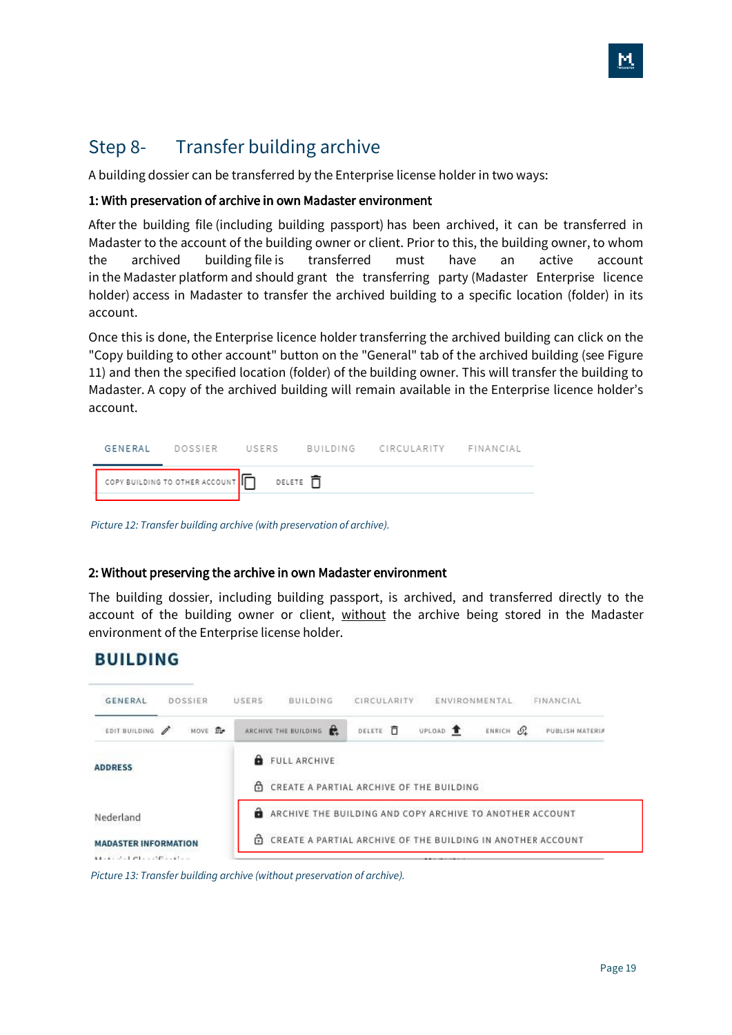## Step 8- Transfer building archive

A building dossier can be transferred by the Enterprise license holder in two ways:

**1: With preservation of archive in own Madaster environment**

After the building file (including building passport) has been archived, it can be transferred in Madaster to the account of the building owner or client. Prior to this, the building owner, to whom the archived building file is transferred must have an active account in the Madaster platform and should grant the transferring party (Madaster Enterprise licence holder) access in Madaster to transfer the archived building to a specific location (folder) in its account.

Once this is done, the Enterprise licence holder transferring the archived building can click on the "Copy building to other account" button on the "General" tab of the archived building (see Figure 11) and then the specified location (folder) of the building owner. This will transfer the building to Madaster. A copy of the archived building will remain available in the Enterprise licence holder's account.

GENERAL DOSSIER USERS BUILDING CIRCULARITY FINANCIAL

COPY BUILDING TO OTHER ACCOUNT DELETE

*Picture 12: Transfer building archive (with preservation of archive).*

**2: Without preserving the archive in own Madaster environment**

The building dossier, including building passport, is archived, and transferred directly to the account of the building owner or client, without the archive being stored in the Madaster environment of the Enterprise license holder.

BUILDING

GENERAL DOSSIER USERS BUILDING CIRCULARITY ENVIRONMENTAL FINANCIAL

EDIT BUILDING MOVE ARCHIVE THE BUILDING DELETE UPLOAD ENRICH PUBLISH MATERIA

ADDRESS

Nederland

MADASTER INFORMATION

FULL ARCHIVE

CREATE A PARTIAL ARCHIVE OF THE BUILDING

ARCHIVE THE BUILDING AND COPY ARCHIVE TO ANOTHER ACCOUNT

CREATE A PARTIAL ARCHIVE OF THE BUILDING IN ANOTHER ACCOUNT

*Picture 13: Transfer building archive (without preservation of archive).*